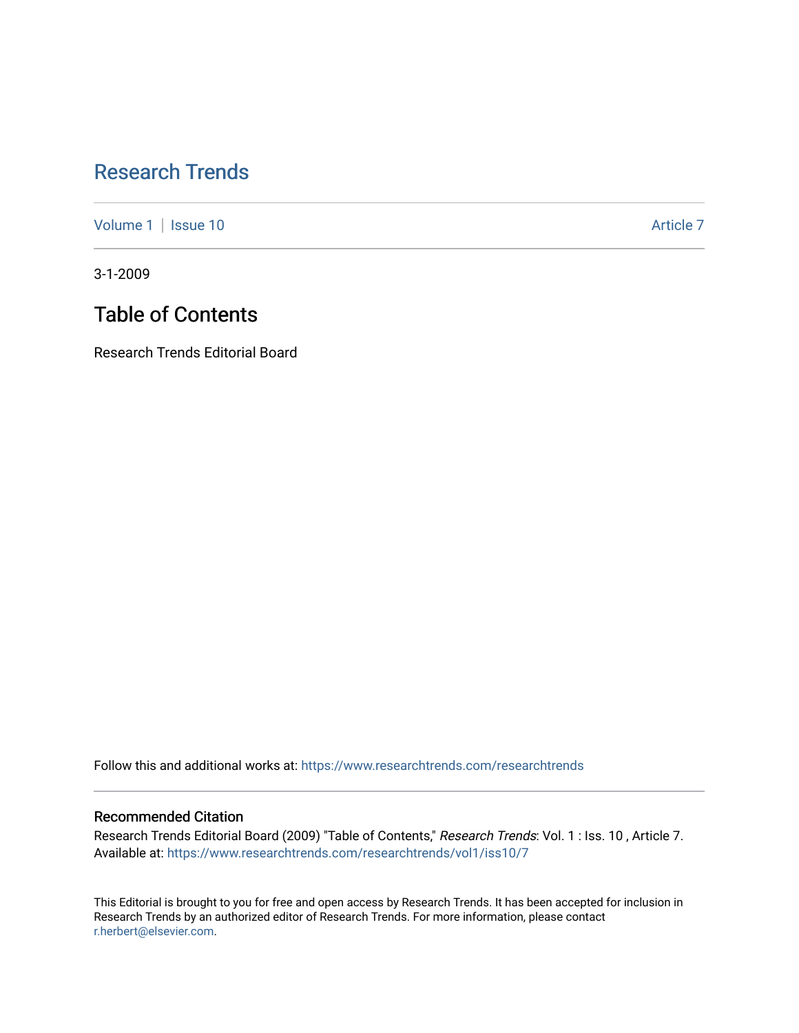# Research Trends

Volume 1 | Issue 10 | Article 7

3-1-2009

## Table of Contents

Research Trends Editorial Board

Follow this and additional works at: https://www.researchtrends.com/researchtrends

### Recommended Citation

Research Trends Editorial Board (2009) "Table of Contents," *Research Trends*: Vol. 1 : Iss. 10 , Article 7.
Available at: https://www.researchtrends.com/researchtrends/vol1/iss10/7

This Editorial is brought to you for free and open access by Research Trends. It has been accepted for inclusion in Research Trends by an authorized editor of Research Trends. For more information, please contact r.herbert@elsevier.com.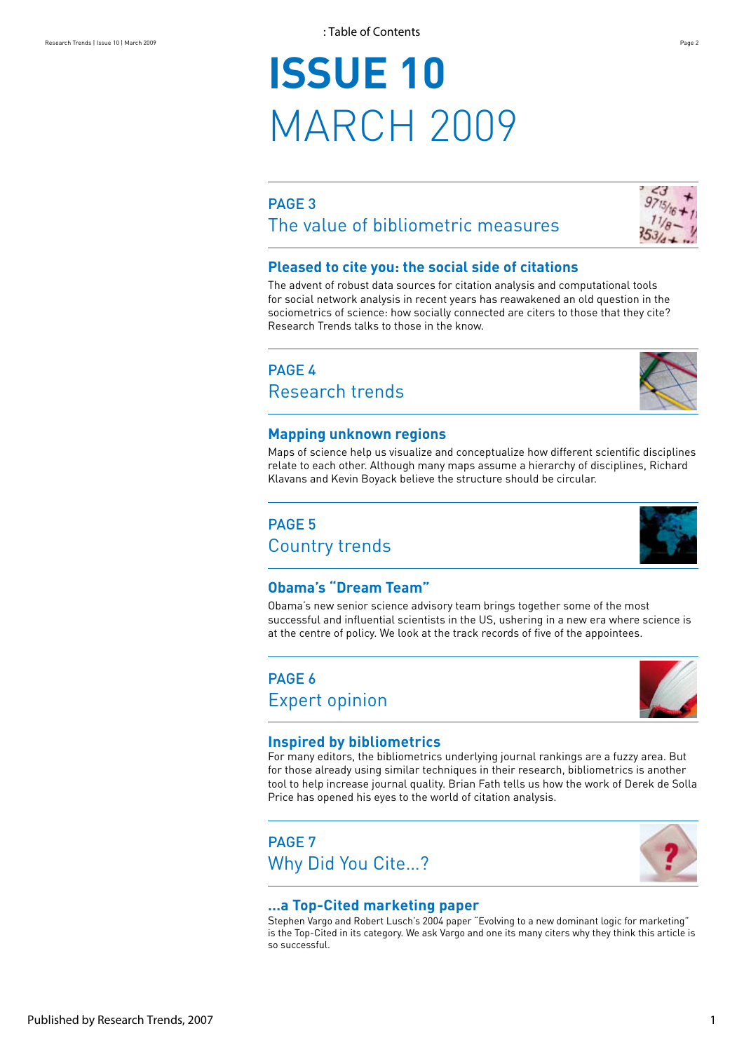: Table of Contents

# ISSUE 10
# MARCH 2009

## PAGE 3
## The value of bibliometric measures

### Pleased to cite you: the social side of citations

The advent of robust data sources for citation analysis and computational tools for social network analysis in recent years has reawakened an old question in the sociometrics of science: how socially connected are citers to those that they cite? Research Trends talks to those in the know.

## PAGE 4
## Research trends

### Mapping unknown regions

Maps of science help us visualize and conceptualize how different scientific disciplines relate to each other. Although many maps assume a hierarchy of disciplines, Richard Klavans and Kevin Boyack believe the structure should be circular.

## PAGE 5
## Country trends

### Obama's "Dream Team"

Obama's new senior science advisory team brings together some of the most successful and influential scientists in the US, ushering in a new era where science is at the centre of policy. We look at the track records of five of the appointees.

## PAGE 6
## Expert opinion

### Inspired by bibliometrics

For many editors, the bibliometrics underlying journal rankings are a fuzzy area. But for those already using similar techniques in their research, bibliometrics is another tool to help increase journal quality. Brian Fath tells us how the work of Derek de Solla Price has opened his eyes to the world of citation analysis.

## PAGE 7
## Why Did You Cite…?

### …a Top-Cited marketing paper

Stephen Vargo and Robert Lusch's 2004 paper "Evolving to a new dominant logic for marketing" is the Top-Cited in its category. We ask Vargo and one its many citers why they think this article is so successful.

Published by Research Trends, 2007